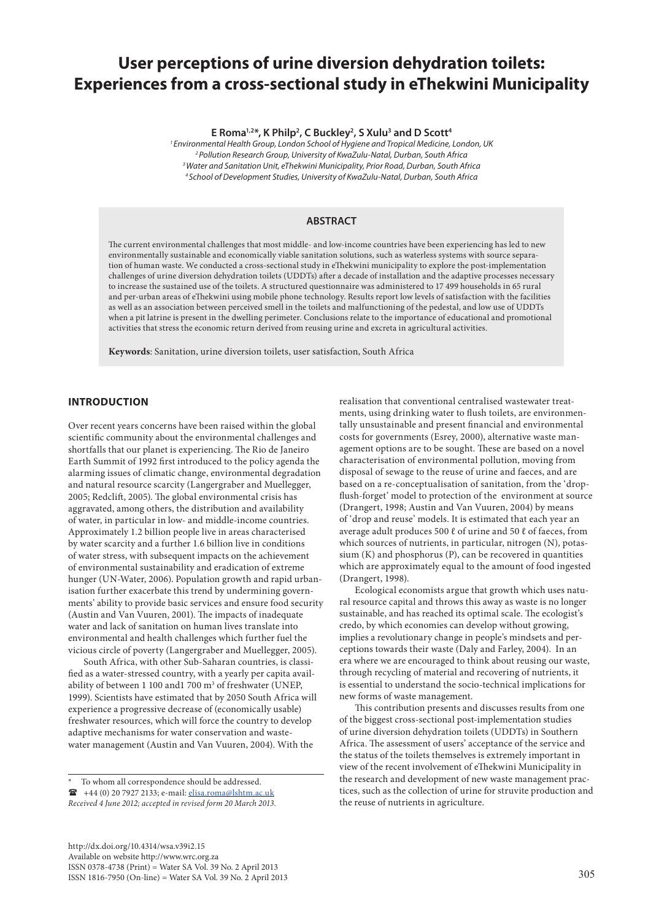# User perceptions of urine diversion dehydration toilets: Experiences from a cross-sectional study in eThekwini Municipality

**E Roma[1,2]\*, K Philp[2], C Buckley[2], S Xulu[3] and D Scott[4]**

*[1] Environmental Health Group, London School of Hygiene and Tropical Medicine, London, UK*
*[2] Pollution Research Group, University of KwaZulu-Natal, Durban, South Africa*
*[3] Water and Sanitation Unit, eThekwini Municipality, Prior Road, Durban, South Africa*
*[4] School of Development Studies, University of KwaZulu-Natal, Durban, South Africa*

## ABSTRACT

The current environmental challenges that most middle- and low-income countries have been experiencing has led to new environmentally sustainable and economically viable sanitation solutions, such as waterless systems with source separation of human waste. We conducted a cross-sectional study in eThekwini municipality to explore the post-implementation challenges of urine diversion dehydration toilets (UDDTs) after a decade of installation and the adaptive processes necessary to increase the sustained use of the toilets. A structured questionnaire was administered to 17 499 households in 65 rural and per-urban areas of eThekwini using mobile phone technology. Results report low levels of satisfaction with the facilities as well as an association between perceived smell in the toilets and malfunctioning of the pedestal, and low use of UDDTs when a pit latrine is present in the dwelling perimeter. Conclusions relate to the importance of educational and promotional activities that stress the economic return derived from reusing urine and excreta in agricultural activities.

**Keywords**: Sanitation, urine diversion toilets, user satisfaction, South Africa

## INTRODUCTION

Over recent years concerns have been raised within the global scientific community about the environmental challenges and shortfalls that our planet is experiencing. The Rio de Janeiro Earth Summit of 1992 first introduced to the policy agenda the alarming issues of climatic change, environmental degradation and natural resource scarcity (Langergraber and Muellegger, 2005; Redclift, 2005). The global environmental crisis has aggravated, among others, the distribution and availability of water, in particular in low- and middle-income countries. Approximately 1.2 billion people live in areas characterised by water scarcity and a further 1.6 billion live in conditions of water stress, with subsequent impacts on the achievement of environmental sustainability and eradication of extreme hunger (UN-Water, 2006). Population growth and rapid urbanisation further exacerbate this trend by undermining governments' ability to provide basic services and ensure food security (Austin and Van Vuuren, 2001). The impacts of inadequate water and lack of sanitation on human lives translate into environmental and health challenges which further fuel the vicious circle of poverty (Langergraber and Muellegger, 2005).

South Africa, with other Sub-Saharan countries, is classified as a water-stressed country, with a yearly per capita availability of between 1 100 and1 700 m³ of freshwater (UNEP, 1999). Scientists have estimated that by 2050 South Africa will experience a progressive decrease of (economically usable) freshwater resources, which will force the country to develop adaptive mechanisms for water conservation and wastewater management (Austin and Van Vuuren, 2004). With the realisation that conventional centralised wastewater treatments, using drinking water to flush toilets, are environmentally unsustainable and present financial and environmental costs for governments (Esrey, 2000), alternative waste management options are to be sought. These are based on a novel characterisation of environmental pollution, moving from disposal of sewage to the reuse of urine and faeces, and are based on a re-conceptualisation of sanitation, from the 'drop-flush-forget' model to protection of the environment at source (Drangert, 1998; Austin and Van Vuuren, 2004) by means of 'drop and reuse' models. It is estimated that each year an average adult produces 500 ℓ of urine and 50 ℓ of faeces, from which sources of nutrients, in particular, nitrogen (N), potassium (K) and phosphorus (P), can be recovered in quantities which are approximately equal to the amount of food ingested (Drangert, 1998).

Ecological economists argue that growth which uses natural resource capital and throws this away as waste is no longer sustainable, and has reached its optimal scale. The ecologist's credo, by which economies can develop without growing, implies a revolutionary change in people's mindsets and perceptions towards their waste (Daly and Farley, 2004). In an era where we are encouraged to think about reusing our waste, through recycling of material and recovering of nutrients, it is essential to understand the socio-technical implications for new forms of waste management.

This contribution presents and discusses results from one of the biggest cross-sectional post-implementation studies of urine diversion dehydration toilets (UDDTs) in Southern Africa. The assessment of users' acceptance of the service and the status of the toilets themselves is extremely important in view of the recent involvement of eThekwini Municipality in the research and development of new waste management practices, such as the collection of urine for struvite production and the reuse of nutrients in agriculture.

---

\* To whom all correspondence should be addressed.
☎ +44 (0) 20 7927 2133; e-mail: elisa.roma@lshtm.ac.uk
*Received 4 June 2012; accepted in revised form 20 March 2013.*

http://dx.doi.org/10.4314/wsa.v39i2.15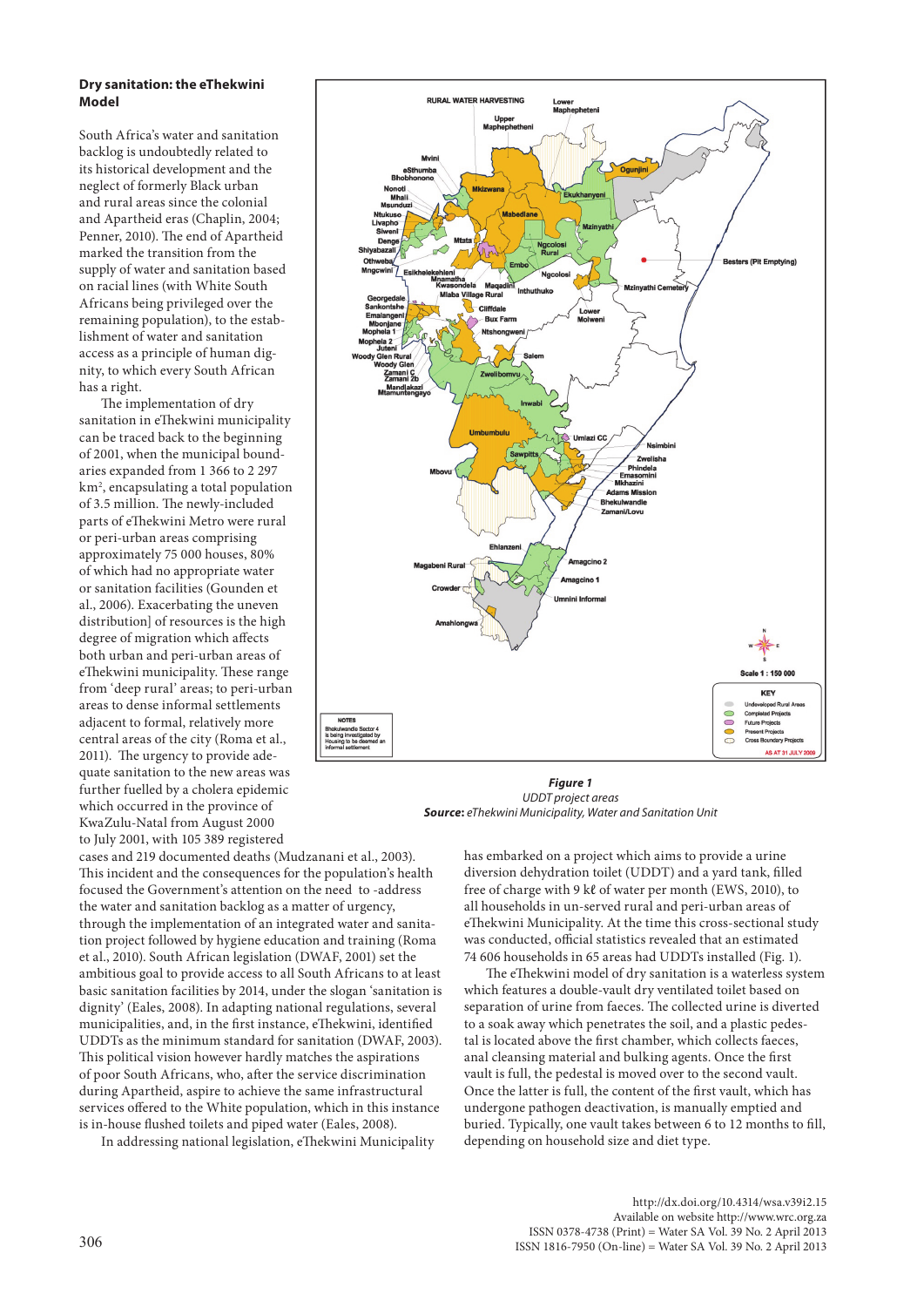## Dry sanitation: the eThekwini Model

South Africa's water and sanitation backlog is undoubtedly related to its historical development and the neglect of formerly Black urban and rural areas since the colonial and Apartheid eras (Chaplin, 2004; Penner, 2010). The end of Apartheid marked the transition from the supply of water and sanitation based on racial lines (with White South Africans being privileged over the remaining population), to the establishment of water and sanitation access as a principle of human dignity, to which every South African has a right.

The implementation of dry sanitation in eThekwini municipality can be traced back to the beginning of 2001, when the municipal boundaries expanded from 1 366 to 2 297 km$^2$, encapsulating a total population of 3.5 million. The newly-included parts of eThekwini Metro were rural or peri-urban areas comprising approximately 75 000 houses, 80% of which had no appropriate water or sanitation facilities (Gounden et al., 2006). Exacerbating the uneven distribution] of resources is the high degree of migration which affects both urban and peri-urban areas of eThekwini municipality. These range from 'deep rural' areas; to peri-urban areas to dense informal settlements adjacent to formal, relatively more central areas of the city (Roma et al., 2011). The urgency to provide adequate sanitation to the new areas was further fuelled by a cholera epidemic which occurred in the province of KwaZulu-Natal from August 2000 to July 2001, with 105 389 registered cases and 219 documented deaths (Mudzanani et al., 2003). This incident and the consequences for the population's health focused the Government's attention on the need to -address the water and sanitation backlog as a matter of urgency, through the implementation of an integrated water and sanitation project followed by hygiene education and training (Roma et al., 2010). South African legislation (DWAF, 2001) set the ambitious goal to provide access to all South Africans to at least basic sanitation facilities by 2014, under the slogan 'sanitation is dignity' (Eales, 2008). In adapting national regulations, several municipalities, and, in the first instance, eThekwini, identified UDDTs as the minimum standard for sanitation (DWAF, 2003). This political vision however hardly matches the aspirations of poor South Africans, who, after the service discrimination during Apartheid, aspire to achieve the same infrastructural services offered to the White population, which in this instance is in-house flushed toilets and piped water (Eales, 2008).

**Figure 1**
*UDDT project areas*
**Source:** *eThekwini Municipality, Water and Sanitation Unit*

In addressing national legislation, eThekwini Municipality has embarked on a project which aims to provide a urine diversion dehydration toilet (UDDT) and a yard tank, filled free of charge with 9 kℓ of water per month (EWS, 2010), to all households in un-served rural and peri-urban areas of eThekwini Municipality. At the time this cross-sectional study was conducted, official statistics revealed that an estimated 74 606 households in 65 areas had UDDTs installed (Fig. 1).

The eThekwini model of dry sanitation is a waterless system which features a double-vault dry ventilated toilet based on separation of urine from faeces. The collected urine is diverted to a soak away which penetrates the soil, and a plastic pedestal is located above the first chamber, which collects faeces, anal cleansing material and bulking agents. Once the first vault is full, the pedestal is moved over to the second vault. Once the latter is full, the content of the first vault, which has undergone pathogen deactivation, is manually emptied and buried. Typically, one vault takes between 6 to 12 months to fill, depending on household size and diet type.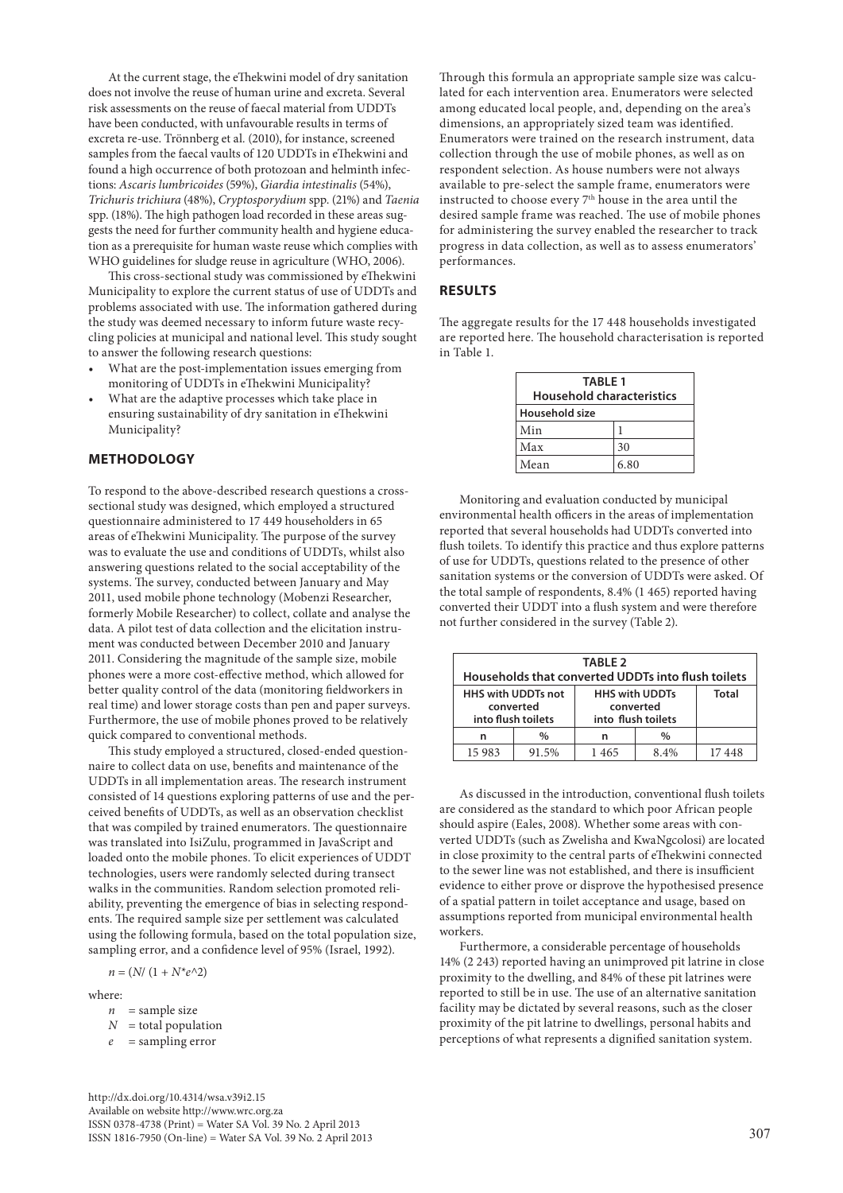At the current stage, the eThekwini model of dry sanitation does not involve the reuse of human urine and excreta. Several risk assessments on the reuse of faecal material from UDDTs have been conducted, with unfavourable results in terms of excreta re-use. Trönnberg et al. (2010), for instance, screened samples from the faecal vaults of 120 UDDTs in eThekwini and found a high occurrence of both protozoan and helminth infections: *Ascaris lumbricoides* (59%), *Giardia intestinalis* (54%), *Trichuris trichiura* (48%), *Cryptosporydium* spp. (21%) and *Taenia* spp. (18%). The high pathogen load recorded in these areas suggests the need for further community health and hygiene education as a prerequisite for human waste reuse which complies with WHO guidelines for sludge reuse in agriculture (WHO, 2006).

This cross-sectional study was commissioned by eThekwini Municipality to explore the current status of use of UDDTs and problems associated with use. The information gathered during the study was deemed necessary to inform future waste recycling policies at municipal and national level. This study sought to answer the following research questions:

- What are the post-implementation issues emerging from monitoring of UDDTs in eThekwini Municipality?
- What are the adaptive processes which take place in ensuring sustainability of dry sanitation in eThekwini Municipality?

## METHODOLOGY

To respond to the above-described research questions a cross-sectional study was designed, which employed a structured questionnaire administered to 17 449 householders in 65 areas of eThekwini Municipality. The purpose of the survey was to evaluate the use and conditions of UDDTs, whilst also answering questions related to the social acceptability of the systems. The survey, conducted between January and May 2011, used mobile phone technology (Mobenzi Researcher, formerly Mobile Researcher) to collect, collate and analyse the data. A pilot test of data collection and the elicitation instrument was conducted between December 2010 and January 2011. Considering the magnitude of the sample size, mobile phones were a more cost-effective method, which allowed for better quality control of the data (monitoring fieldworkers in real time) and lower storage costs than pen and paper surveys. Furthermore, the use of mobile phones proved to be relatively quick compared to conventional methods.

This study employed a structured, closed-ended questionnaire to collect data on use, benefits and maintenance of the UDDTs in all implementation areas. The research instrument consisted of 14 questions exploring patterns of use and the perceived benefits of UDDTs, as well as an observation checklist that was compiled by trained enumerators. The questionnaire was translated into IsiZulu, programmed in JavaScript and loaded onto the mobile phones. To elicit experiences of UDDT technologies, users were randomly selected during transect walks in the communities. Random selection promoted reliability, preventing the emergence of bias in selecting respondents. The required sample size per settlement was calculated using the following formula, based on the total population size, sampling error, and a confidence level of 95% (Israel, 1992).

$$n = (N / (1 + N^*e^\wedge 2)$$

where:

$n$ = sample size
$N$ = total population
$e$ = sampling error

Through this formula an appropriate sample size was calculated for each intervention area. Enumerators were selected among educated local people, and, depending on the area's dimensions, an appropriately sized team was identified. Enumerators were trained on the research instrument, data collection through the use of mobile phones, as well as on respondent selection. As house numbers were not always available to pre-select the sample frame, enumerators were instructed to choose every 7th house in the area until the desired sample frame was reached. The use of mobile phones for administering the survey enabled the researcher to track progress in data collection, as well as to assess enumerators' performances.

## RESULTS

The aggregate results for the 17 448 households investigated are reported here. The household characterisation is reported in Table 1.

**TABLE 1**
**Household characteristics**

| Household size | |
|---|---|
| Min | 1 |
| Max | 30 |
| Mean | 6.80 |

Monitoring and evaluation conducted by municipal environmental health officers in the areas of implementation reported that several households had UDDTs converted into flush toilets. To identify this practice and thus explore patterns of use for UDDTs, questions related to the presence of other sanitation systems or the conversion of UDDTs were asked. Of the total sample of respondents, 8.4% (1 465) reported having converted their UDDT into a flush system and were therefore not further considered in the survey (Table 2).

**TABLE 2**
**Households that converted UDDTs into flush toilets**

| HHS with UDDTs not converted into flush toilets | | HHS with UDDTs converted into flush toilets | | Total |
|---|---|---|---|---|
| n | % | n | % | |
| 15 983 | 91.5% | 1 465 | 8.4% | 17 448 |

As discussed in the introduction, conventional flush toilets are considered as the standard to which poor African people should aspire (Eales, 2008). Whether some areas with converted UDDTs (such as Zwelisha and KwaNgcolosi) are located in close proximity to the central parts of eThekwini connected to the sewer line was not established, and there is insufficient evidence to either prove or disprove the hypothesised presence of a spatial pattern in toilet acceptance and usage, based on assumptions reported from municipal environmental health workers.

Furthermore, a considerable percentage of households 14% (2 243) reported having an unimproved pit latrine in close proximity to the dwelling, and 84% of these pit latrines were reported to still be in use. The use of an alternative sanitation facility may be dictated by several reasons, such as the closer proximity of the pit latrine to dwellings, personal habits and perceptions of what represents a dignified sanitation system.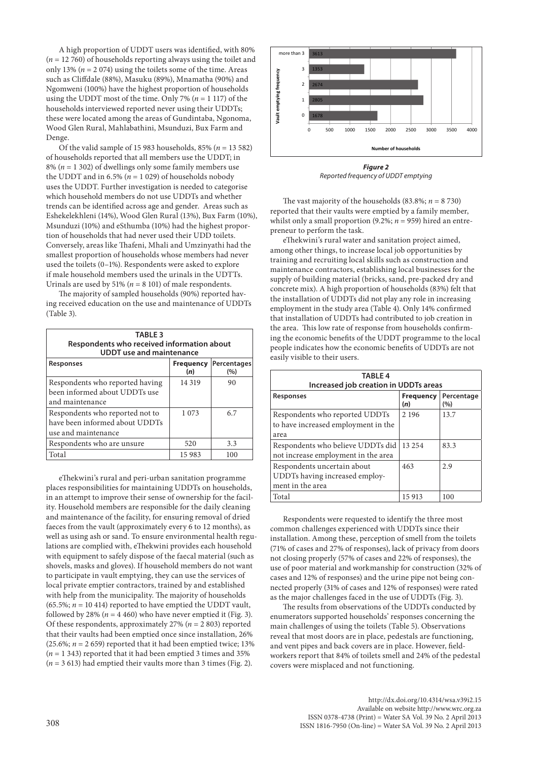A high proportion of UDDT users was identified, with 80% ($n$ = 12 760) of households reporting always using the toilet and only 13% ($n$ = 2 074) using the toilets some of the time. Areas such as Cliffdale (88%), Masuku (89%), Mnamatha (90%) and Ngomweni (100%) have the highest proportion of households using the UDDT most of the time. Only 7% ($n$ = 1 117) of the households interviewed reported never using their UDDTs; these were located among the areas of Gundintaba, Ngonoma, Wood Glen Rural, Mahlabathini, Msunduzi, Bux Farm and Denge.

Of the valid sample of 15 983 households, 85% ($n$ = 13 582) of households reported that all members use the UDDT; in 8% ($n$ = 1 302) of dwellings only some family members use the UDDT and in 6.5% ($n$ = 1 029) of households nobody uses the UDDT. Further investigation is needed to categorise which household members do not use UDDTs and whether trends can be identified across age and gender. Areas such as Eshekelekhleni (14%), Wood Glen Rural (13%), Bux Farm (10%), Msunduzi (10%) and eSthumba (10%) had the highest proportion of households that had never used their UDD toilets. Conversely, areas like Thafeni, Mhali and Umzinyathi had the smallest proportion of households whose members had never used the toilets (0–1%). Respondents were asked to explore if male household members used the urinals in the UDTTs. Urinals are used by 51% ($n$ = 8 101) of male respondents.

The majority of sampled households (90%) reported having received education on the use and maintenance of UDDTs (Table 3).

**TABLE 3**
**Respondents who received information about UDDT use and maintenance**

| Responses | Frequency ($n$) | Percentages (%) |
|---|---|---|
| Respondents who reported having been informed about UDDTs use and maintenance | 14 319 | 90 |
| Respondents who reported not to have been informed about UDDTs use and maintenance | 1 073 | 6.7 |
| Respondents who are unsure | 520 | 3.3 |
| Total | 15 983 | 100 |

eThekwini's rural and peri-urban sanitation programme places responsibilities for maintaining UDDTs on households, in an attempt to improve their sense of ownership for the facility. Household members are responsible for the daily cleaning and maintenance of the facility, for ensuring removal of dried faeces from the vault (approximately every 6 to 12 months), as well as using ash or sand. To ensure environmental health regulations are complied with, eThekwini provides each household with equipment to safely dispose of the faecal material (such as shovels, masks and gloves). If household members do not want to participate in vault emptying, they can use the services of local private emptier contractors, trained by and established with help from the municipality. The majority of households (65.5%; $n$ = 10 414) reported to have emptied the UDDT vault, followed by 28% ($n$ = 4 460) who have never emptied it (Fig. 3). Of these respondents, approximately 27% ($n$ = 2 803) reported that their vaults had been emptied once since installation, 26% (25.6%; $n$ = 2 659) reported that it had been emptied twice; 13% ($n$ = 1 343) reported that it had been emptied 3 times and 35% ($n$ = 3 613) had emptied their vaults more than 3 times (Fig. 2).

| Vault emptying frequency | Number of households |
|---|---|
| more than 3 | 3613 |
| 3 | 1353 |
| 2 | 2674 |
| 1 | 2805 |
| 0 | 1678 |

***Figure 2***
*Reported frequency of UDDT emptying*

The vast majority of the households (83.8%; $n$ = 8 730) reported that their vaults were emptied by a family member, whilst only a small proportion (9.2%; $n$ = 959) hired an entrepreneur to perform the task.

eThekwini's rural water and sanitation project aimed, among other things, to increase local job opportunities by training and recruiting local skills such as construction and maintenance contractors, establishing local businesses for the supply of building material (bricks, sand, pre-packed dry and concrete mix). A high proportion of households (83%) felt that the installation of UDDTs did not play any role in increasing employment in the study area (Table 4). Only 14% confirmed that installation of UDDTs had contributed to job creation in the area. This low rate of response from households confirming the economic benefits of the UDDT programme to the local people indicates how the economic benefits of UDDTs are not easily visible to their users.

**TABLE 4**
**Increased job creation in UDDTs areas**

| Responses | Frequency ($n$) | Percentage (%) |
|---|---|---|
| Respondents who reported UDDTs to have increased employment in the area | 2 196 | 13.7 |
| Respondents who believe UDDTs did not increase employment in the area | 13 254 | 83.3 |
| Respondents uncertain about UDDTs having increased employment in the area | 463 | 2.9 |
| Total | 15 913 | 100 |

Respondents were requested to identify the three most common challenges experienced with UDDTs since their installation. Among these, perception of smell from the toilets (71% of cases and 27% of responses), lack of privacy from doors not closing properly (57% of cases and 22% of responses), the use of poor material and workmanship for construction (32% of cases and 12% of responses) and the urine pipe not being connected properly (31% of cases and 12% of responses) were rated as the major challenges faced in the use of UDDTs (Fig. 3).

The results from observations of the UDDTs conducted by enumerators supported households' responses concerning the main challenges of using the toilets (Table 5). Observations reveal that most doors are in place, pedestals are functioning, and vent pipes and back covers are in place. However, fieldworkers report that 84% of toilets smell and 24% of the pedestal covers were misplaced and not functioning.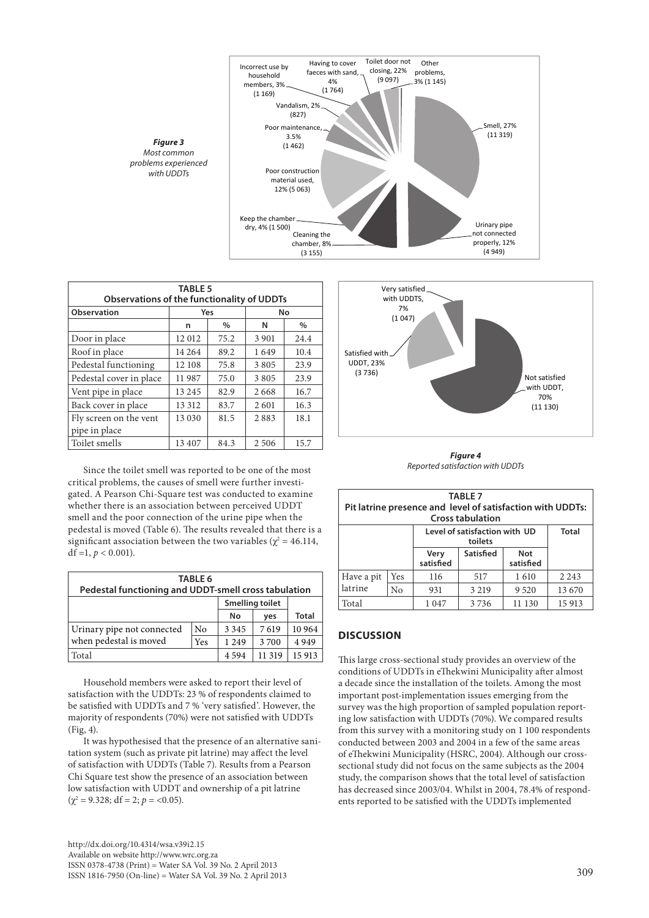*Figure 3*
*Most common problems experienced with UDDTs*

| TABLE 5 | | | | |
|---|---|---|---|---|
| **Observations of the functionality of UDDTs** | | | | |
| **Observation** | **Yes** | | **No** | |
| | **n** | **%** | **N** | **%** |
| Door in place | 12 012 | 75.2 | 3 901 | 24.4 |
| Roof in place | 14 264 | 89.2 | 1 649 | 10.4 |
| Pedestal functioning | 12 108 | 75.8 | 3 805 | 23.9 |
| Pedestal cover in place | 11 987 | 75.0 | 3 805 | 23.9 |
| Vent pipe in place | 13 245 | 82.9 | 2 668 | 16.7 |
| Back cover in place | 13 312 | 83.7 | 2 601 | 16.3 |
| Fly screen on the vent pipe in place | 13 030 | 81.5 | 2 883 | 18.1 |
| Toilet smells | 13 407 | 84.3 | 2 506 | 15.7 |

Since the toilet smell was reported to be one of the most critical problems, the causes of smell were further investigated. A Pearson Chi-Square test was conducted to examine whether there is an association between perceived UDDT smell and the poor connection of the urine pipe when the pedestal is moved (Table 6). The results revealed that there is a significant association between the two variables ($\chi^2 = 46.114$, df =1, $p < 0.001$).

| TABLE 6 | | | | |
|---|---|---|---|---|
| **Pedestal functioning and UDDT-smell cross tabulation** | | | | |
| | | **Smelling toilet** | | |
| | | **No** | **yes** | **Total** |
| Urinary pipe not connected when pedestal is moved | No | 3 345 | 7 619 | 10 964 |
| | Yes | 1 249 | 3 700 | 4 949 |
| Total | | 4 594 | 11 319 | 15 913 |

Household members were asked to report their level of satisfaction with the UDDTs: 23 % of respondents claimed to be satisfied with UDDTs and 7 % 'very satisfied'. However, the majority of respondents (70%) were not satisfied with UDDTs (Fig, 4).

It was hypothesised that the presence of an alternative sanitation system (such as private pit latrine) may affect the level of satisfaction with UDDTs (Table 7). Results from a Pearson Chi Square test show the presence of an association between low satisfaction with UDDT and ownership of a pit latrine ($\chi^2 = 9.328$; df = 2; $p = <0.05$).

*Figure 4*
*Reported satisfaction with UDDTs*

| TABLE 7 | | | | | |
|---|---|---|---|---|---|
| **Pit latrine presence and level of satisfaction with UDDTs: Cross tabulation** | | | | | |
| | | **Level of satisfaction with UD toilets** | | | **Total** |
| | | **Very satisfied** | **Satisfied** | **Not satisfied** | |
| Have a pit latrine | Yes | 116 | 517 | 1 610 | 2 243 |
| | No | 931 | 3 219 | 9 520 | 13 670 |
| Total | | 1 047 | 3 736 | 11 130 | 15 913 |

## DISCUSSION

This large cross-sectional study provides an overview of the conditions of UDDTs in eThekwini Municipality after almost a decade since the installation of the toilets. Among the most important post-implementation issues emerging from the survey was the high proportion of sampled population reporting low satisfaction with UDDTs (70%). We compared results from this survey with a monitoring study on 1 100 respondents conducted between 2003 and 2004 in a few of the same areas of eThekwini Municipality (HSRC, 2004). Although our cross-sectional study did not focus on the same subjects as the 2004 study, the comparison shows that the total level of satisfaction has decreased since 2003/04. Whilst in 2004, 78.4% of respondents reported to be satisfied with the UDDTs implemented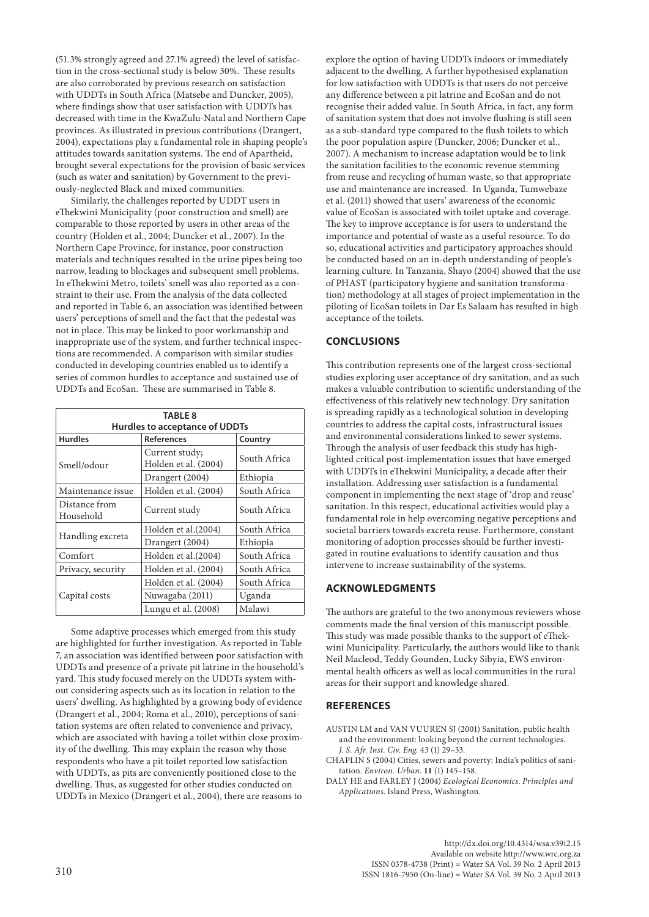(51.3% strongly agreed and 27.1% agreed) the level of satisfaction in the cross-sectional study is below 30%. These results are also corroborated by previous research on satisfaction with UDDTs in South Africa (Matsebe and Duncker, 2005), where findings show that user satisfaction with UDDTs has decreased with time in the KwaZulu-Natal and Northern Cape provinces. As illustrated in previous contributions (Drangert, 2004), expectations play a fundamental role in shaping people's attitudes towards sanitation systems. The end of Apartheid, brought several expectations for the provision of basic services (such as water and sanitation) by Government to the previously-neglected Black and mixed communities.

Similarly, the challenges reported by UDDT users in eThekwini Municipality (poor construction and smell) are comparable to those reported by users in other areas of the country (Holden et al., 2004; Duncker et al., 2007). In the Northern Cape Province, for instance, poor construction materials and techniques resulted in the urine pipes being too narrow, leading to blockages and subsequent smell problems. In eThekwini Metro, toilets' smell was also reported as a constraint to their use. From the analysis of the data collected and reported in Table 6, an association was identified between users' perceptions of smell and the fact that the pedestal was not in place. This may be linked to poor workmanship and inappropriate use of the system, and further technical inspections are recommended. A comparison with similar studies conducted in developing countries enabled us to identify a series of common hurdles to acceptance and sustained use of UDDTs and EcoSan. These are summarised in Table 8.

**TABLE 8**
**Hurdles to acceptance of UDDTs**

| Hurdles | References | Country |
|---|---|---|
| Smell/odour | Current study; Holden et al. (2004) | South Africa |
| | Drangert (2004) | Ethiopia |
| Maintenance issue | Holden et al. (2004) | South Africa |
| Distance from Household | Current study | South Africa |
| Handling excreta | Holden et al.(2004) | South Africa |
| | Drangert (2004) | Ethiopia |
| Comfort | Holden et al.(2004) | South Africa |
| Privacy, security | Holden et al. (2004) | South Africa |
| Capital costs | Holden et al. (2004) | South Africa |
| | Nuwagaba (2011) | Uganda |
| | Lungu et al. (2008) | Malawi |

Some adaptive processes which emerged from this study are highlighted for further investigation. As reported in Table 7, an association was identified between poor satisfaction with UDDTs and presence of a private pit latrine in the household's yard. This study focused merely on the UDDTs system without considering aspects such as its location in relation to the users' dwelling. As highlighted by a growing body of evidence (Drangert et al., 2004; Roma et al., 2010), perceptions of sanitation systems are often related to convenience and privacy, which are associated with having a toilet within close proximity of the dwelling. This may explain the reason why those respondents who have a pit toilet reported low satisfaction with UDDTs, as pits are conveniently positioned close to the dwelling. Thus, as suggested for other studies conducted on UDDTs in Mexico (Drangert et al., 2004), there are reasons to explore the option of having UDDTs indoors or immediately adjacent to the dwelling. A further hypothesised explanation for low satisfaction with UDDTs is that users do not perceive any difference between a pit latrine and EcoSan and do not recognise their added value. In South Africa, in fact, any form of sanitation system that does not involve flushing is still seen as a sub-standard type compared to the flush toilets to which the poor population aspire (Duncker, 2006; Duncker et al., 2007). A mechanism to increase adaptation would be to link the sanitation facilities to the economic revenue stemming from reuse and recycling of human waste, so that appropriate use and maintenance are increased. In Uganda, Tumwebaze et al. (2011) showed that users' awareness of the economic value of EcoSan is associated with toilet uptake and coverage. The key to improve acceptance is for users to understand the importance and potential of waste as a useful resource. To do so, educational activities and participatory approaches should be conducted based on an in-depth understanding of people's learning culture. In Tanzania, Shayo (2004) showed that the use of PHAST (participatory hygiene and sanitation transformation) methodology at all stages of project implementation in the piloting of EcoSan toilets in Dar Es Salaam has resulted in high acceptance of the toilets.

## CONCLUSIONS

This contribution represents one of the largest cross-sectional studies exploring user acceptance of dry sanitation, and as such makes a valuable contribution to scientific understanding of the effectiveness of this relatively new technology. Dry sanitation is spreading rapidly as a technological solution in developing countries to address the capital costs, infrastructural issues and environmental considerations linked to sewer systems. Through the analysis of user feedback this study has highlighted critical post-implementation issues that have emerged with UDDTs in eThekwini Municipality, a decade after their installation. Addressing user satisfaction is a fundamental component in implementing the next stage of 'drop and reuse' sanitation. In this respect, educational activities would play a fundamental role in help overcoming negative perceptions and societal barriers towards excreta reuse. Furthermore, constant monitoring of adoption processes should be further investigated in routine evaluations to identify causation and thus intervene to increase sustainability of the systems.

## ACKNOWLEDGMENTS

The authors are grateful to the two anonymous reviewers whose comments made the final version of this manuscript possible. This study was made possible thanks to the support of eThekwini Municipality. Particularly, the authors would like to thank Neil Macleod, Teddy Gounden, Lucky Sibyia, EWS environmental health officers as well as local communities in the rural areas for their support and knowledge shared.

## REFERENCES

AUSTIN LM and VAN VUUREN SJ (2001) Sanitation, public health and the environment: looking beyond the current technologies. *J. S. Afr. Inst. Civ. Eng.* 43 (1) 29–33.

CHAPLIN S (2004) Cities, sewers and poverty: India's politics of sanitation. *Environ. Urban.* **11** (1) 145–158.

DALY HE and FARLEY J (2004) *Ecological Economics. Principles and Applications.* Island Press, Washington.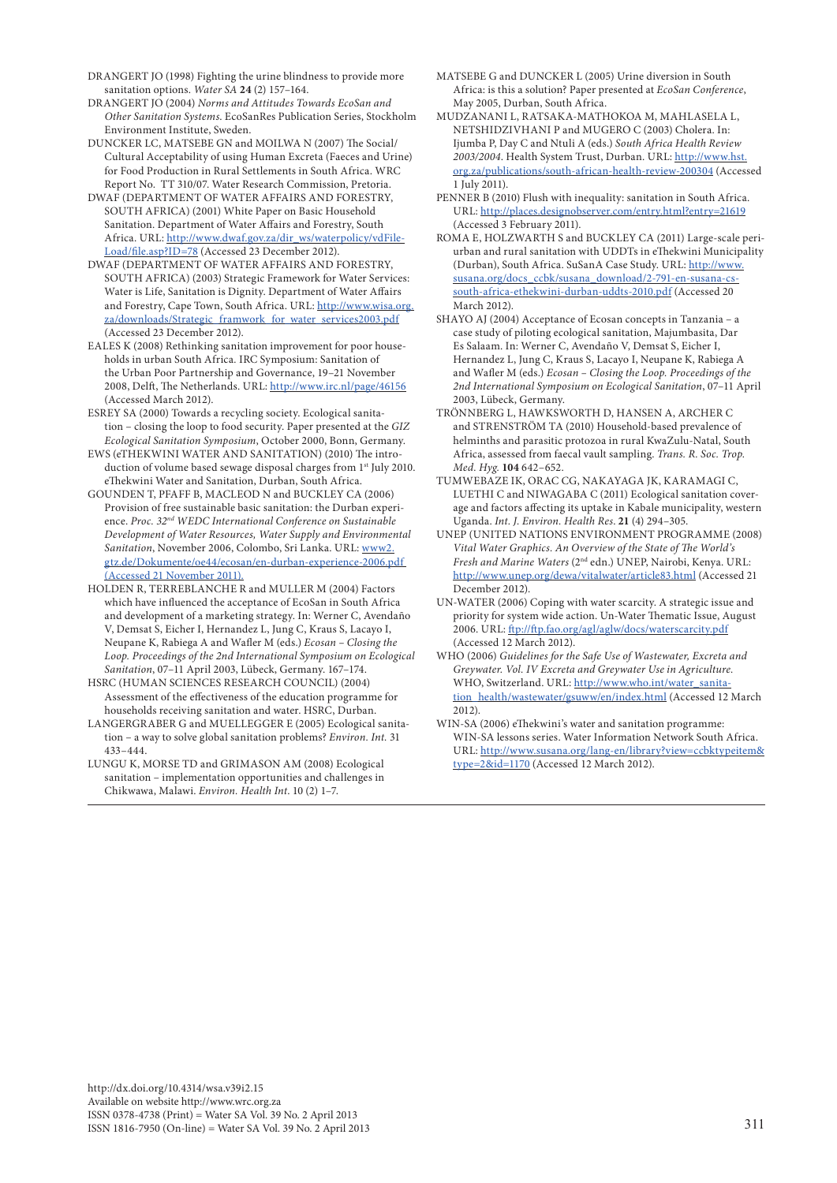DRANGERT JO (1998) Fighting the urine blindness to provide more sanitation options. *Water SA* **24** (2) 157–164.

DRANGERT JO (2004) *Norms and Attitudes Towards EcoSan and Other Sanitation Systems*. EcoSanRes Publication Series, Stockholm Environment Institute, Sweden.

DUNCKER LC, MATSEBE GN and MOILWA N (2007) The Social/Cultural Acceptability of using Human Excreta (Faeces and Urine) for Food Production in Rural Settlements in South Africa. WRC Report No. TT 310/07. Water Research Commission, Pretoria.

DWAF (DEPARTMENT OF WATER AFFAIRS AND FORESTRY, SOUTH AFRICA) (2001) White Paper on Basic Household Sanitation. Department of Water Affairs and Forestry, South Africa. URL: http://www.dwaf.gov.za/dir_ws/waterpolicy/vdFileLoad/file.asp?ID=78 (Accessed 23 December 2012).

DWAF (DEPARTMENT OF WATER AFFAIRS AND FORESTRY, SOUTH AFRICA) (2003) Strategic Framework for Water Services: Water is Life, Sanitation is Dignity. Department of Water Affairs and Forestry, Cape Town, South Africa. URL: http://www.wisa.org.za/downloads/Strategic_framwork_for_water_services2003.pdf (Accessed 23 December 2012).

EALES K (2008) Rethinking sanitation improvement for poor households in urban South Africa. IRC Symposium: Sanitation of the Urban Poor Partnership and Governance, 19–21 November 2008, Delft, The Netherlands. URL: http://www.irc.nl/page/46156 (Accessed March 2012).

ESREY SA (2000) Towards a recycling society. Ecological sanitation – closing the loop to food security. Paper presented at the *GIZ Ecological Sanitation Symposium*, October 2000, Bonn, Germany.

EWS (eTHEKWINI WATER AND SANITATION) (2010) The introduction of volume based sewage disposal charges from 1st July 2010. eThekwini Water and Sanitation, Durban, South Africa.

GOUNDEN T, PFAFF B, MACLEOD N and BUCKLEY CA (2006) Provision of free sustainable basic sanitation: the Durban experience. *Proc. 32nd WEDC International Conference on Sustainable Development of Water Resources, Water Supply and Environmental Sanitation*, November 2006, Colombo, Sri Lanka. URL: www2.gtz.de/Dokumente/oe44/ecosan/en-durban-experience-2006.pdf (Accessed 21 November 2011).

HOLDEN R, TERREBLANCHE R and MULLER M (2004) Factors which have influenced the acceptance of EcoSan in South Africa and development of a marketing strategy. In: Werner C, Avendaño V, Demsat S, Eicher I, Hernandez L, Jung C, Kraus S, Lacayo I, Neupane K, Rabiega A and Wafler M (eds.) *Ecosan – Closing the Loop. Proceedings of the 2nd International Symposium on Ecological Sanitation*, 07–11 April 2003, Lübeck, Germany. 167–174.

HSRC (HUMAN SCIENCES RESEARCH COUNCIL) (2004) Assessment of the effectiveness of the education programme for households receiving sanitation and water. HSRC, Durban.

LANGERGRABER G and MUELLEGGER E (2005) Ecological sanitation – a way to solve global sanitation problems? *Environ. Int.* 31 433–444.

LUNGU K, MORSE TD and GRIMASON AM (2008) Ecological sanitation – implementation opportunities and challenges in Chikwawa, Malawi. *Environ. Health Int.* 10 (2) 1–7.

MATSEBE G and DUNCKER L (2005) Urine diversion in South Africa: is this a solution? Paper presented at *EcoSan Conference*, May 2005, Durban, South Africa.

MUDZANANI L, RATSAKA-MATHOKOA M, MAHLASELA L, NETSHIDZIVHANI P and MUGERO C (2003) Cholera. In: Ijumba P, Day C and Ntuli A (eds.) *South Africa Health Review 2003/2004*. Health System Trust, Durban. URL: http://www.hst.org.za/publications/south-african-health-review-200304 (Accessed 1 July 2011).

PENNER B (2010) Flush with inequality: sanitation in South Africa. URL: http://places.designobserver.com/entry.html?entry=21619 (Accessed 3 February 2011).

ROMA E, HOLZWARTH S and BUCKLEY CA (2011) Large-scale peri-urban and rural sanitation with UDDTs in eThekwini Municipality (Durban), South Africa. SuSanA Case Study. URL: http://www.susana.org/docs_ccbk/susana_download/2-791-en-susana-cs-south-africa-ethekwini-durban-uddts-2010.pdf (Accessed 20 March 2012).

SHAYO AJ (2004) Acceptance of Ecosan concepts in Tanzania – a case study of piloting ecological sanitation, Majumbasita, Dar Es Salaam. In: Werner C, Avendaño V, Demsat S, Eicher I, Hernandez L, Jung C, Kraus S, Lacayo I, Neupane K, Rabiega A and Wafler M (eds.) *Ecosan – Closing the Loop. Proceedings of the 2nd International Symposium on Ecological Sanitation*, 07–11 April 2003, Lübeck, Germany.

TRÖNNBERG L, HAWKSWORTH D, HANSEN A, ARCHER C and STRENSTRÖM TA (2010) Household-based prevalence of helminths and parasitic protozoa in rural KwaZulu-Natal, South Africa, assessed from faecal vault sampling. *Trans. R. Soc. Trop. Med. Hyg.* **104** 642–652.

TUMWEBAZE IK, ORAC CG, NAKAYAGA JK, KARAMAGI C, LUETHI C and NIWAGABA C (2011) Ecological sanitation coverage and factors affecting its uptake in Kabale municipality, western Uganda. *Int. J. Environ. Health Res.* **21** (4) 294–305.

UNEP (UNITED NATIONS ENVIRONMENT PROGRAMME (2008) *Vital Water Graphics. An Overview of the State of The World's Fresh and Marine Waters* (2nd edn.) UNEP, Nairobi, Kenya. URL: http://www.unep.org/dewa/vitalwater/article83.html (Accessed 21 December 2012).

UN-WATER (2006) Coping with water scarcity. A strategic issue and priority for system wide action. Un-Water Thematic Issue, August 2006. URL: ftp://ftp.fao.org/agl/aglw/docs/waterscarcity.pdf (Accessed 12 March 2012).

WHO (2006) *Guidelines for the Safe Use of Wastewater, Excreta and Greywater. Vol. IV Excreta and Greywater Use in Agriculture*. WHO, Switzerland. URL: http://www.who.int/water_sanitation_health/wastewater/gsuww/en/index.html (Accessed 12 March 2012).

WIN-SA (2006) eThekwini's water and sanitation programme: WIN-SA lessons series. Water Information Network South Africa. URL: http://www.susana.org/lang-en/library?view=ccbktypeitem&type=2&id=1170 (Accessed 12 March 2012).